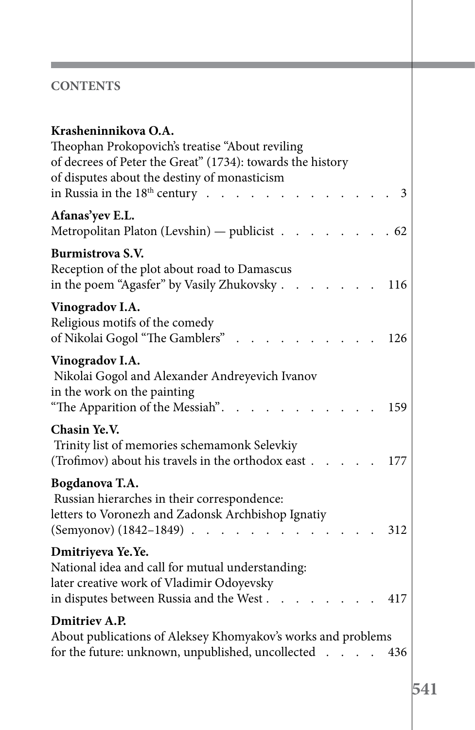## CONTENTS

**Krasheninnikova O.A.**
Theophan Prokopovich's treatise "About reviling of decrees of Peter the Great" (1734): towards the history of disputes about the destiny of monasticism in Russia in the 18th century . . . . . . . . . . . . . . 3

**Afanas'yev E.L.**
Metropolitan Platon (Levshin) — publicist . . . . . . . . 62

**Burmistrova S.V.**
Reception of the plot about road to Damascus in the poem "Agasfer" by Vasily Zhukovsky . . . . . . . 116

**Vinogradov I.A.**
Religious motifs of the comedy of Nikolai Gogol "The Gamblers" . . . . . . . . . . 126

**Vinogradov I.A.**
Nikolai Gogol and Alexander Andreyevich Ivanov in the work on the painting "The Apparition of the Messiah". . . . . . . . . . . 159

**Chasin Ye.V.**
Trinity list of memories schemamonk Selevkiy (Trofimov) about his travels in the orthodox east . . . . . 177

**Bogdanova T.A.**
Russian hierarches in their correspondence: letters to Voronezh and Zadonsk Archbishop Ignatiy (Semyonov) (1842–1849) . . . . . . . . . . . . . 312

**Dmitriyeva Ye.Ye.**
National idea and call for mutual understanding: later creative work of Vladimir Odoyevsky in disputes between Russia and the West . . . . . . . . 417

**Dmitriev A.P.**
About publications of Aleksey Khomyakov's works and problems for the future: unknown, unpublished, uncollected . . . . 436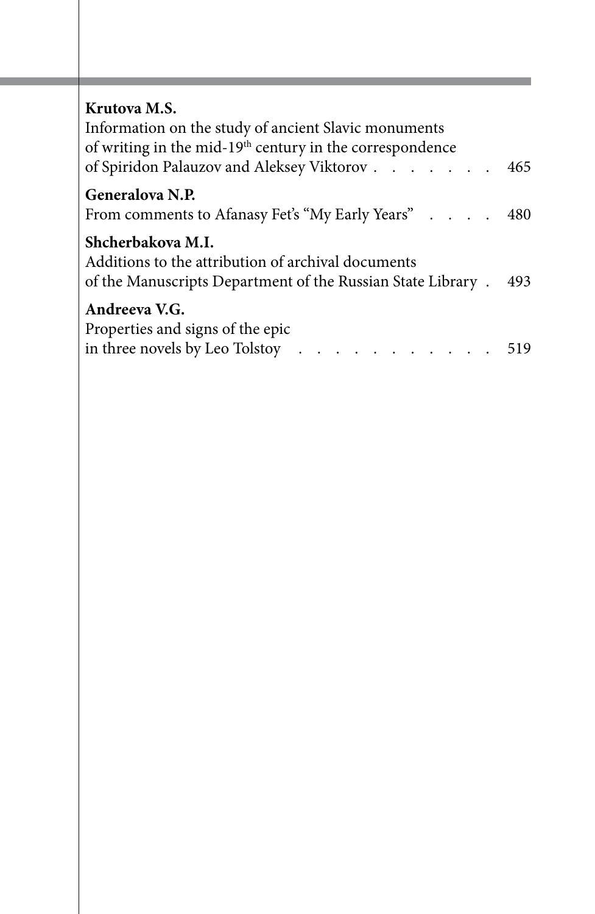**Krutova M.S.**
Information on the study of ancient Slavic monuments of writing in the mid-19th century in the correspondence of Spiridon Palauzov and Aleksey Viktorov . . . . . . . 465

**Generalova N.P.**
From comments to Afanasy Fet's "My Early Years" . . . . 480

**Shcherbakova M.I.**
Additions to the attribution of archival documents of the Manuscripts Department of the Russian State Library . 493

**Andreeva V.G.**
Properties and signs of the epic in three novels by Leo Tolstoy . . . . . . . . . . . 519